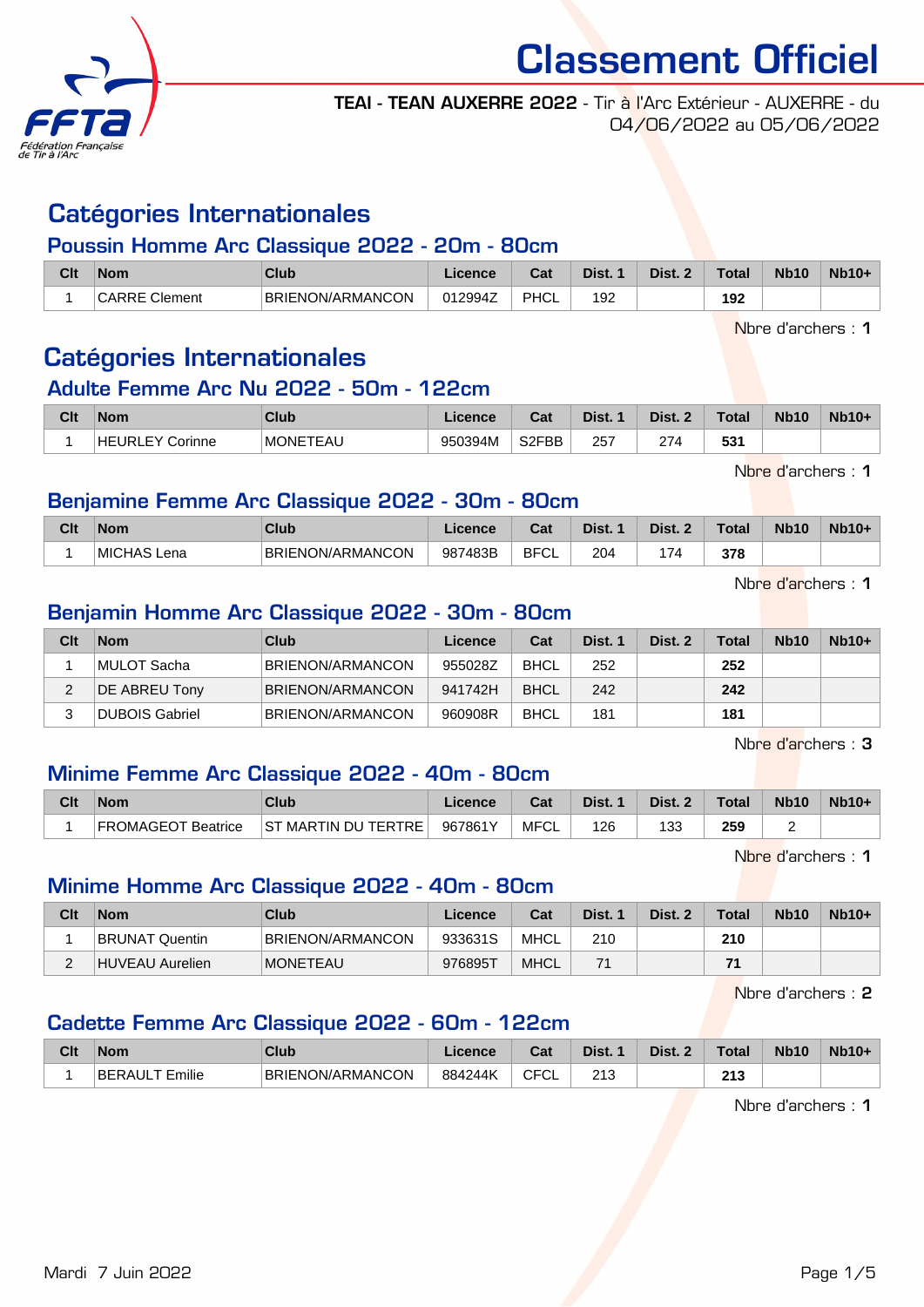# Classement Officiel

**TEAI - TEAN AUXERRE 2022** - Tir à l'Arc Extérieur - AUXERRE - du 04/06/2022 au 05/06/2022

## Catégories Internationales

### Poussin Homme Arc Classique 2022 - 20m - 80cm

| Clt | Nom | Club | Licence | Cat | Dist. 1 | Dist. 2 | Total | Nb10 | Nb10+ |
|---|---|---|---|---|---|---|---|---|---|
| 1 | CARRE Clement | BRIENON/ARMANCON | 012994Z | PHCL | 192 | | **192** | | |

Nbre d'archers : **1**

## Catégories Internationales

### Adulte Femme Arc Nu 2022 - 50m - 122cm

| Clt | Nom | Club | Licence | Cat | Dist. 1 | Dist. 2 | Total | Nb10 | Nb10+ |
|---|---|---|---|---|---|---|---|---|---|
| 1 | HEURLEY Corinne | MONETEAU | 950394M | S2FBB | 257 | 274 | **531** | | |

Nbre d'archers : **1**

### Benjamine Femme Arc Classique 2022 - 30m - 80cm

| Clt | Nom | Club | Licence | Cat | Dist. 1 | Dist. 2 | Total | Nb10 | Nb10+ |
|---|---|---|---|---|---|---|---|---|---|
| 1 | MICHAS Lena | BRIENON/ARMANCON | 987483B | BFCL | 204 | 174 | **378** | | |

Nbre d'archers : **1**

### Benjamin Homme Arc Classique 2022 - 30m - 80cm

| Clt | Nom | Club | Licence | Cat | Dist. 1 | Dist. 2 | Total | Nb10 | Nb10+ |
|---|---|---|---|---|---|---|---|---|---|
| 1 | MULOT Sacha | BRIENON/ARMANCON | 955028Z | BHCL | 252 | | **252** | | |
| 2 | DE ABREU Tony | BRIENON/ARMANCON | 941742H | BHCL | 242 | | **242** | | |
| 3 | DUBOIS Gabriel | BRIENON/ARMANCON | 960908R | BHCL | 181 | | **181** | | |

Nbre d'archers : **3**

### Minime Femme Arc Classique 2022 - 40m - 80cm

| Clt | Nom | Club | Licence | Cat | Dist. 1 | Dist. 2 | Total | Nb10 | Nb10+ |
|---|---|---|---|---|---|---|---|---|---|
| 1 | FROMAGEOT Beatrice | ST MARTIN DU TERTRE | 967861Y | MFCL | 126 | 133 | **259** | 2 | |

Nbre d'archers : **1**

### Minime Homme Arc Classique 2022 - 40m - 80cm

| Clt | Nom | Club | Licence | Cat | Dist. 1 | Dist. 2 | Total | Nb10 | Nb10+ |
|---|---|---|---|---|---|---|---|---|---|
| 1 | BRUNAT Quentin | BRIENON/ARMANCON | 933631S | MHCL | 210 | | **210** | | |
| 2 | HUVEAU Aurelien | MONETEAU | 976895T | MHCL | 71 | | **71** | | |

Nbre d'archers : **2**

### Cadette Femme Arc Classique 2022 - 60m - 122cm

| Clt | Nom | Club | Licence | Cat | Dist. 1 | Dist. 2 | Total | Nb10 | Nb10+ |
|---|---|---|---|---|---|---|---|---|---|
| 1 | BERAULT Emilie | BRIENON/ARMANCON | 884244K | CFCL | 213 | | **213** | | |

Nbre d'archers : **1**

Mardi 7 Juin 2022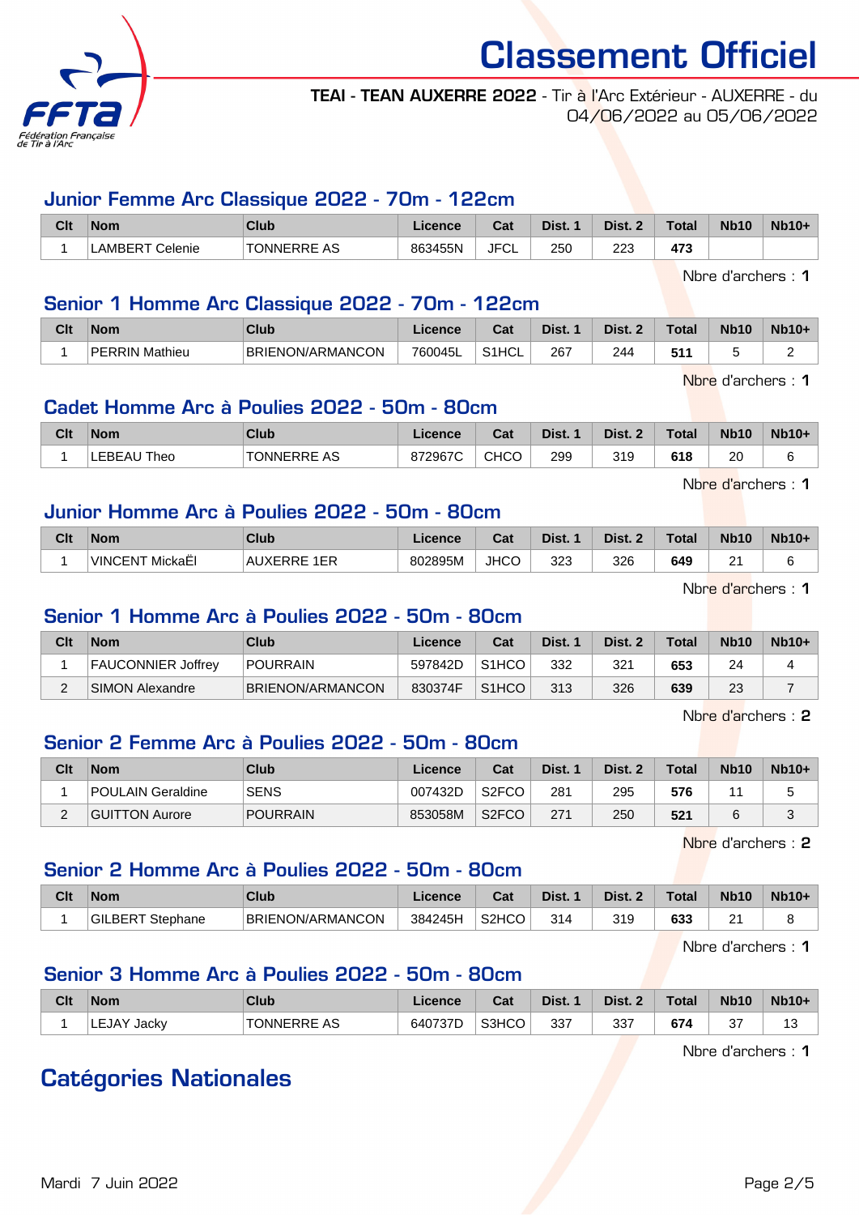# Classement Officiel

**TEAI - TEAN AUXERRE 2022** - Tir à l'Arc Extérieur - AUXERRE - du 04/06/2022 au 05/06/2022

## Junior Femme Arc Classique 2022 - 70m - 122cm

| Clt | Nom | Club | Licence | Cat | Dist. 1 | Dist. 2 | Total | Nb10 | Nb10+ |
|---|---|---|---|---|---|---|---|---|---|
| 1 | LAMBERT Celenie | TONNERRE AS | 863455N | JFCL | 250 | 223 | **473** | | |

Nbre d'archers : **1**

## Senior 1 Homme Arc Classique 2022 - 70m - 122cm

| Clt | Nom | Club | Licence | Cat | Dist. 1 | Dist. 2 | Total | Nb10 | Nb10+ |
|---|---|---|---|---|---|---|---|---|---|
| 1 | PERRIN Mathieu | BRIENON/ARMANCON | 760045L | S1HCL | 267 | 244 | **511** | 5 | 2 |

Nbre d'archers : **1**

## Cadet Homme Arc à Poulies 2022 - 50m - 80cm

| Clt | Nom | Club | Licence | Cat | Dist. 1 | Dist. 2 | Total | Nb10 | Nb10+ |
|---|---|---|---|---|---|---|---|---|---|
| 1 | LEBEAU Theo | TONNERRE AS | 872967C | CHCO | 299 | 319 | **618** | 20 | 6 |

Nbre d'archers : **1**

## Junior Homme Arc à Poulies 2022 - 50m - 80cm

| Clt | Nom | Club | Licence | Cat | Dist. 1 | Dist. 2 | Total | Nb10 | Nb10+ |
|---|---|---|---|---|---|---|---|---|---|
| 1 | VINCENT MickaËl | AUXERRE 1ER | 802895M | JHCO | 323 | 326 | **649** | 21 | 6 |

Nbre d'archers : **1**

## Senior 1 Homme Arc à Poulies 2022 - 50m - 80cm

| Clt | Nom | Club | Licence | Cat | Dist. 1 | Dist. 2 | Total | Nb10 | Nb10+ |
|---|---|---|---|---|---|---|---|---|---|
| 1 | FAUCONNIER Joffrey | POURRAIN | 597842D | S1HCO | 332 | 321 | **653** | 24 | 4 |
| 2 | SIMON Alexandre | BRIENON/ARMANCON | 830374F | S1HCO | 313 | 326 | **639** | 23 | 7 |

Nbre d'archers : **2**

## Senior 2 Femme Arc à Poulies 2022 - 50m - 80cm

| Clt | Nom | Club | Licence | Cat | Dist. 1 | Dist. 2 | Total | Nb10 | Nb10+ |
|---|---|---|---|---|---|---|---|---|---|
| 1 | POULAIN Geraldine | SENS | 007432D | S2FCO | 281 | 295 | **576** | 11 | 5 |
| 2 | GUITTON Aurore | POURRAIN | 853058M | S2FCO | 271 | 250 | **521** | 6 | 3 |

Nbre d'archers : **2**

## Senior 2 Homme Arc à Poulies 2022 - 50m - 80cm

| Clt | Nom | Club | Licence | Cat | Dist. 1 | Dist. 2 | Total | Nb10 | Nb10+ |
|---|---|---|---|---|---|---|---|---|---|
| 1 | GILBERT Stephane | BRIENON/ARMANCON | 384245H | S2HCO | 314 | 319 | **633** | 21 | 8 |

Nbre d'archers : **1**

## Senior 3 Homme Arc à Poulies 2022 - 50m - 80cm

| Clt | Nom | Club | Licence | Cat | Dist. 1 | Dist. 2 | Total | Nb10 | Nb10+ |
|---|---|---|---|---|---|---|---|---|---|
| 1 | LEJAY Jacky | TONNERRE AS | 640737D | S3HCO | 337 | 337 | **674** | 37 | 13 |

Nbre d'archers : **1**

# Catégories Nationales

Mardi 7 Juin 2022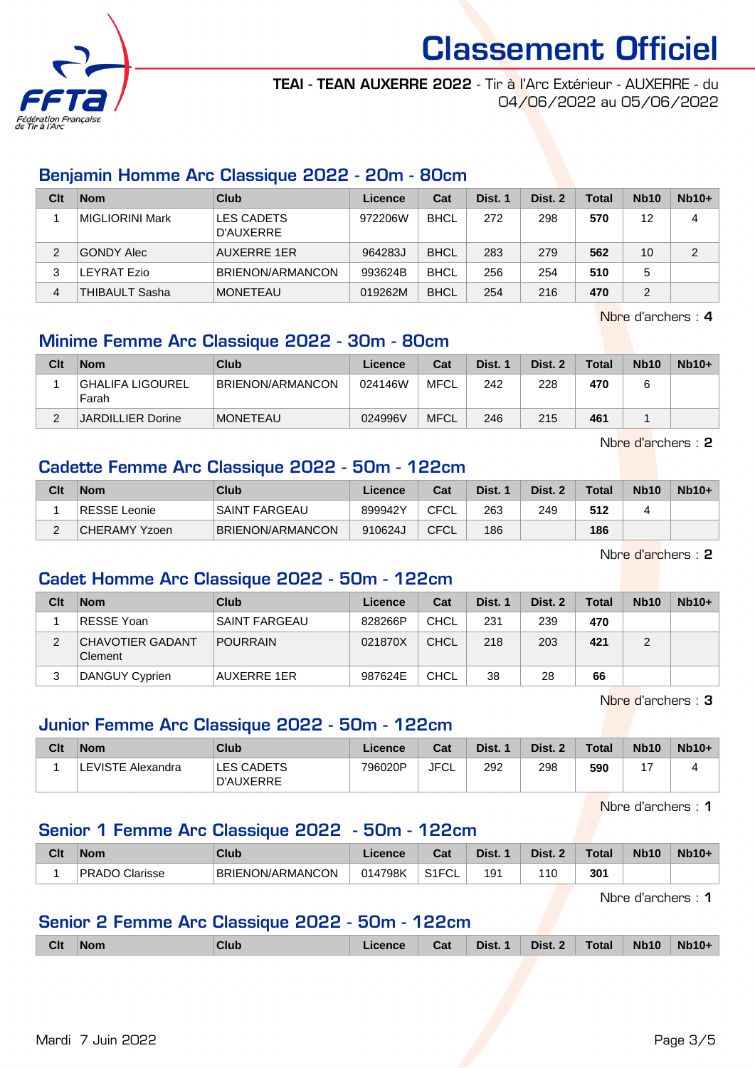# Classement Officiel

**TEAI - TEAN AUXERRE 2022** - Tir à l'Arc Extérieur - AUXERRE - du 04/06/2022 au 05/06/2022

## Benjamin Homme Arc Classique 2022 - 20m - 80cm

| Clt | Nom | Club | Licence | Cat | Dist. 1 | Dist. 2 | Total | Nb10 | Nb10+ |
|---|---|---|---|---|---|---|---|---|---|
| 1 | MIGLIORINI Mark | LES CADETS D'AUXERRE | 972206W | BHCL | 272 | 298 | **570** | 12 | 4 |
| 2 | GONDY Alec | AUXERRE 1ER | 964283J | BHCL | 283 | 279 | **562** | 10 | 2 |
| 3 | LEYRAT Ezio | BRIENON/ARMANCON | 993624B | BHCL | 256 | 254 | **510** | 5 | |
| 4 | THIBAULT Sasha | MONETEAU | 019262M | BHCL | 254 | 216 | **470** | 2 | |

Nbre d'archers : **4**

## Minime Femme Arc Classique 2022 - 30m - 80cm

| Clt | Nom | Club | Licence | Cat | Dist. 1 | Dist. 2 | Total | Nb10 | Nb10+ |
|---|---|---|---|---|---|---|---|---|---|
| 1 | GHALIFA LIGOUREL Farah | BRIENON/ARMANCON | 024146W | MFCL | 242 | 228 | **470** | 6 | |
| 2 | JARDILLIER Dorine | MONETEAU | 024996V | MFCL | 246 | 215 | **461** | 1 | |

Nbre d'archers : **2**

## Cadette Femme Arc Classique 2022 - 50m - 122cm

| Clt | Nom | Club | Licence | Cat | Dist. 1 | Dist. 2 | Total | Nb10 | Nb10+ |
|---|---|---|---|---|---|---|---|---|---|
| 1 | RESSE Leonie | SAINT FARGEAU | 899942Y | CFCL | 263 | 249 | **512** | 4 | |
| 2 | CHERAMY Yzoen | BRIENON/ARMANCON | 910624J | CFCL | 186 | | **186** | | |

Nbre d'archers : **2**

## Cadet Homme Arc Classique 2022 - 50m - 122cm

| Clt | Nom | Club | Licence | Cat | Dist. 1 | Dist. 2 | Total | Nb10 | Nb10+ |
|---|---|---|---|---|---|---|---|---|---|
| 1 | RESSE Yoan | SAINT FARGEAU | 828266P | CHCL | 231 | 239 | **470** | | |
| 2 | CHAVOTIER GADANT Clement | POURRAIN | 021870X | CHCL | 218 | 203 | **421** | 2 | |
| 3 | DANGUY Cyprien | AUXERRE 1ER | 987624E | CHCL | 38 | 28 | **66** | | |

Nbre d'archers : **3**

## Junior Femme Arc Classique 2022 - 50m - 122cm

| Clt | Nom | Club | Licence | Cat | Dist. 1 | Dist. 2 | Total | Nb10 | Nb10+ |
|---|---|---|---|---|---|---|---|---|---|
| 1 | LEVISTE Alexandra | LES CADETS D'AUXERRE | 796020P | JFCL | 292 | 298 | **590** | 17 | 4 |

Nbre d'archers : **1**

## Senior 1 Femme Arc Classique 2022 - 50m - 122cm

| Clt | Nom | Club | Licence | Cat | Dist. 1 | Dist. 2 | Total | Nb10 | Nb10+ |
|---|---|---|---|---|---|---|---|---|---|
| 1 | PRADO Clarisse | BRIENON/ARMANCON | 014798K | S1FCL | 191 | 110 | **301** | | |

Nbre d'archers : **1**

## Senior 2 Femme Arc Classique 2022 - 50m - 122cm

| Clt | Nom | Club | Licence | Cat | Dist. 1 | Dist. 2 | Total | Nb10 | Nb10+ |
|---|---|---|---|---|---|---|---|---|---|

Mardi 7 Juin 2022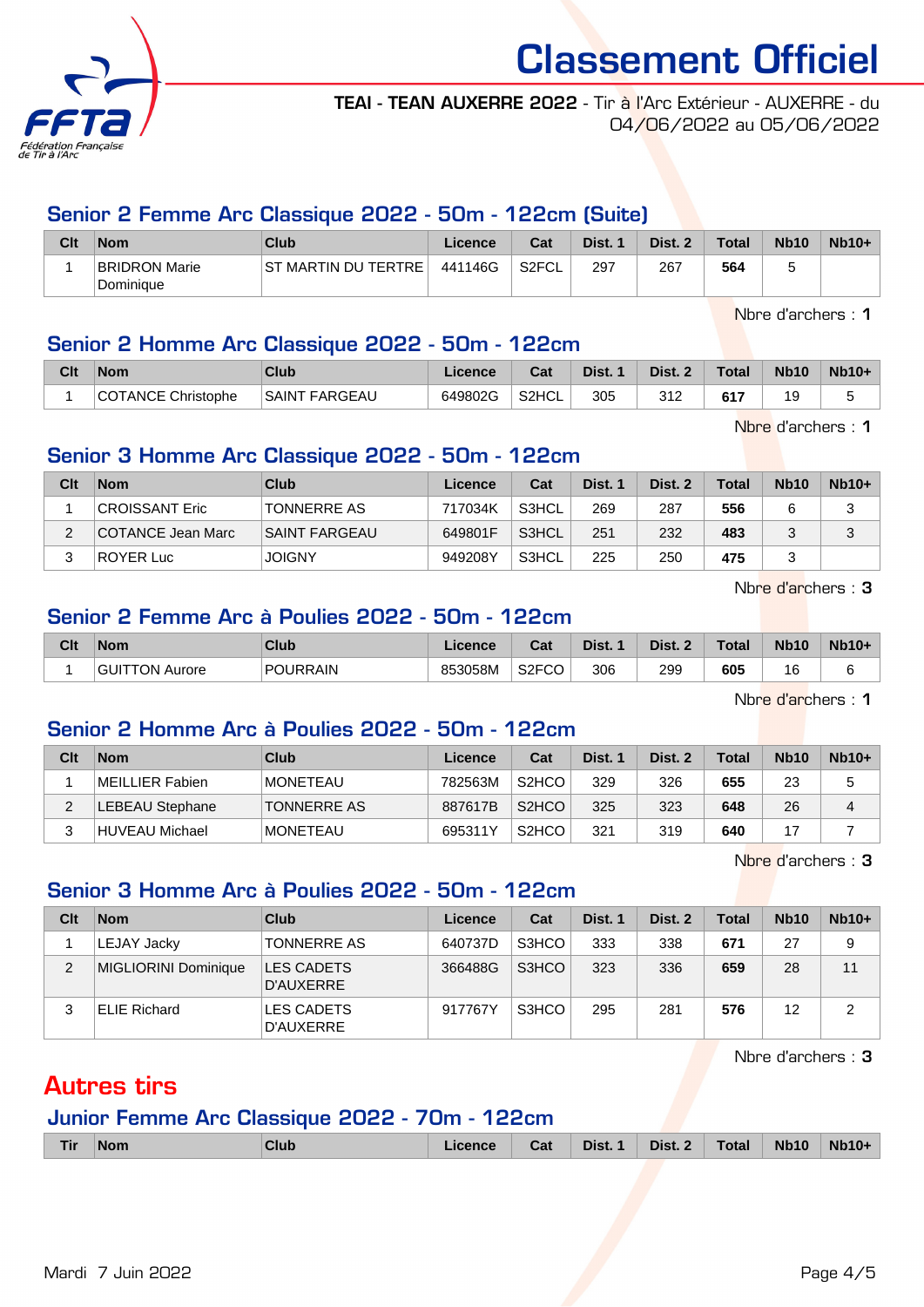# Classement Officiel

**TEAI - TEAN AUXERRE 2022** - Tir à l'Arc Extérieur - AUXERRE - du 04/06/2022 au 05/06/2022

## Senior 2 Femme Arc Classique 2022 - 50m - 122cm (Suite)

| Clt | Nom | Club | Licence | Cat | Dist. 1 | Dist. 2 | Total | Nb10 | Nb10+ |
|---|---|---|---|---|---|---|---|---|---|
| 1 | BRIDRON Marie Dominique | ST MARTIN DU TERTRE | 441146G | S2FCL | 297 | 267 | **564** | 5 | |

Nbre d'archers : **1**

## Senior 2 Homme Arc Classique 2022 - 50m - 122cm

| Clt | Nom | Club | Licence | Cat | Dist. 1 | Dist. 2 | Total | Nb10 | Nb10+ |
|---|---|---|---|---|---|---|---|---|---|
| 1 | COTANCE Christophe | SAINT FARGEAU | 649802G | S2HCL | 305 | 312 | **617** | 19 | 5 |

Nbre d'archers : **1**

## Senior 3 Homme Arc Classique 2022 - 50m - 122cm

| Clt | Nom | Club | Licence | Cat | Dist. 1 | Dist. 2 | Total | Nb10 | Nb10+ |
|---|---|---|---|---|---|---|---|---|---|
| 1 | CROISSANT Eric | TONNERRE AS | 717034K | S3HCL | 269 | 287 | **556** | 6 | 3 |
| 2 | COTANCE Jean Marc | SAINT FARGEAU | 649801F | S3HCL | 251 | 232 | **483** | 3 | 3 |
| 3 | ROYER Luc | JOIGNY | 949208Y | S3HCL | 225 | 250 | **475** | 3 | |

Nbre d'archers : **3**

## Senior 2 Femme Arc à Poulies 2022 - 50m - 122cm

| Clt | Nom | Club | Licence | Cat | Dist. 1 | Dist. 2 | Total | Nb10 | Nb10+ |
|---|---|---|---|---|---|---|---|---|---|
| 1 | GUITTON Aurore | POURRAIN | 853058M | S2FCO | 306 | 299 | **605** | 16 | 6 |

Nbre d'archers : **1**

## Senior 2 Homme Arc à Poulies 2022 - 50m - 122cm

| Clt | Nom | Club | Licence | Cat | Dist. 1 | Dist. 2 | Total | Nb10 | Nb10+ |
|---|---|---|---|---|---|---|---|---|---|
| 1 | MEILLIER Fabien | MONETEAU | 782563M | S2HCO | 329 | 326 | **655** | 23 | 5 |
| 2 | LEBEAU Stephane | TONNERRE AS | 887617B | S2HCO | 325 | 323 | **648** | 26 | 4 |
| 3 | HUVEAU Michael | MONETEAU | 695311Y | S2HCO | 321 | 319 | **640** | 17 | 7 |

Nbre d'archers : **3**

## Senior 3 Homme Arc à Poulies 2022 - 50m - 122cm

| Clt | Nom | Club | Licence | Cat | Dist. 1 | Dist. 2 | Total | Nb10 | Nb10+ |
|---|---|---|---|---|---|---|---|---|---|
| 1 | LEJAY Jacky | TONNERRE AS | 640737D | S3HCO | 333 | 338 | **671** | 27 | 9 |
| 2 | MIGLIORINI Dominique | LES CADETS D'AUXERRE | 366488G | S3HCO | 323 | 336 | **659** | 28 | 11 |
| 3 | ELIE Richard | LES CADETS D'AUXERRE | 917767Y | S3HCO | 295 | 281 | **576** | 12 | 2 |

Nbre d'archers : **3**

# Autres tirs

## Junior Femme Arc Classique 2022 - 70m - 122cm

| Tir | Nom | Club | Licence | Cat | Dist. 1 | Dist. 2 | Total | Nb10 | Nb10+ |
|---|---|---|---|---|---|---|---|---|---|

Mardi 7 Juin 2022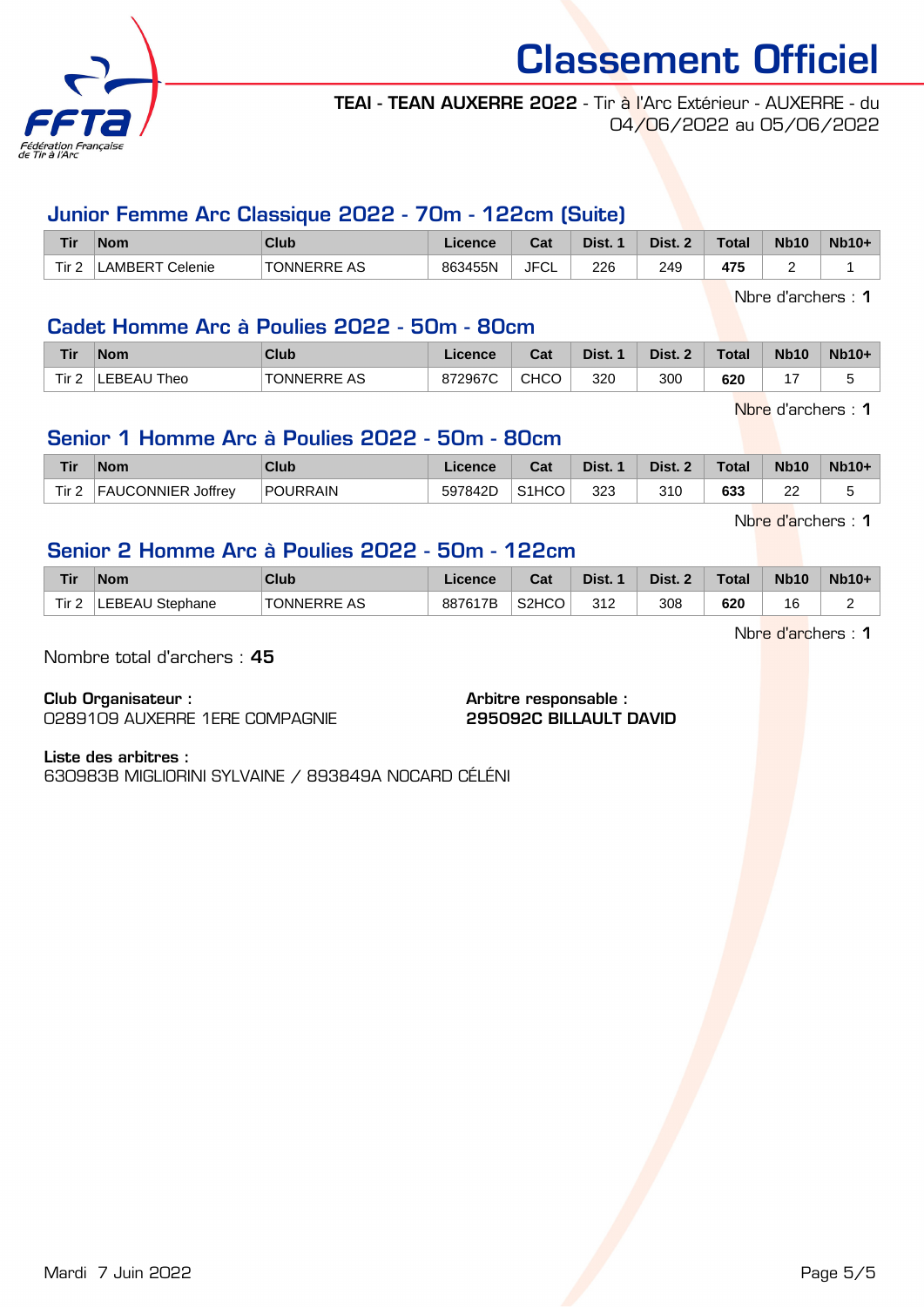# Classement Officiel

**TEAI - TEAN AUXERRE 2022** - Tir à l'Arc Extérieur - AUXERRE - du 04/06/2022 au 05/06/2022

## Junior Femme Arc Classique 2022 - 70m - 122cm (Suite)

| Tir | Nom | Club | Licence | Cat | Dist. 1 | Dist. 2 | Total | Nb10 | Nb10+ |
|---|---|---|---|---|---|---|---|---|---|
| Tir 2 | LAMBERT Celenie | TONNERRE AS | 863455N | JFCL | 226 | 249 | **475** | 2 | 1 |

Nbre d'archers : **1**

## Cadet Homme Arc à Poulies 2022 - 50m - 80cm

| Tir | Nom | Club | Licence | Cat | Dist. 1 | Dist. 2 | Total | Nb10 | Nb10+ |
|---|---|---|---|---|---|---|---|---|---|
| Tir 2 | LEBEAU Theo | TONNERRE AS | 872967C | CHCO | 320 | 300 | **620** | 17 | 5 |

Nbre d'archers : **1**

## Senior 1 Homme Arc à Poulies 2022 - 50m - 80cm

| Tir | Nom | Club | Licence | Cat | Dist. 1 | Dist. 2 | Total | Nb10 | Nb10+ |
|---|---|---|---|---|---|---|---|---|---|
| Tir 2 | FAUCONNIER Joffrey | POURRAIN | 597842D | S1HCO | 323 | 310 | **633** | 22 | 5 |

Nbre d'archers : **1**

## Senior 2 Homme Arc à Poulies 2022 - 50m - 122cm

| Tir | Nom | Club | Licence | Cat | Dist. 1 | Dist. 2 | Total | Nb10 | Nb10+ |
|---|---|---|---|---|---|---|---|---|---|
| Tir 2 | LEBEAU Stephane | TONNERRE AS | 887617B | S2HCO | 312 | 308 | **620** | 16 | 2 |

Nbre d'archers : **1**

Nombre total d'archers : **45**

**Club Organisateur :**
0289109 AUXERRE 1ERE COMPAGNIE

**Arbitre responsable :**
**295092C BILLAULT DAVID**

**Liste des arbitres :**
630983B MIGLIORINI SYLVAINE / 893849A NOCARD CÉLÉNI

Mardi 7 Juin 2022